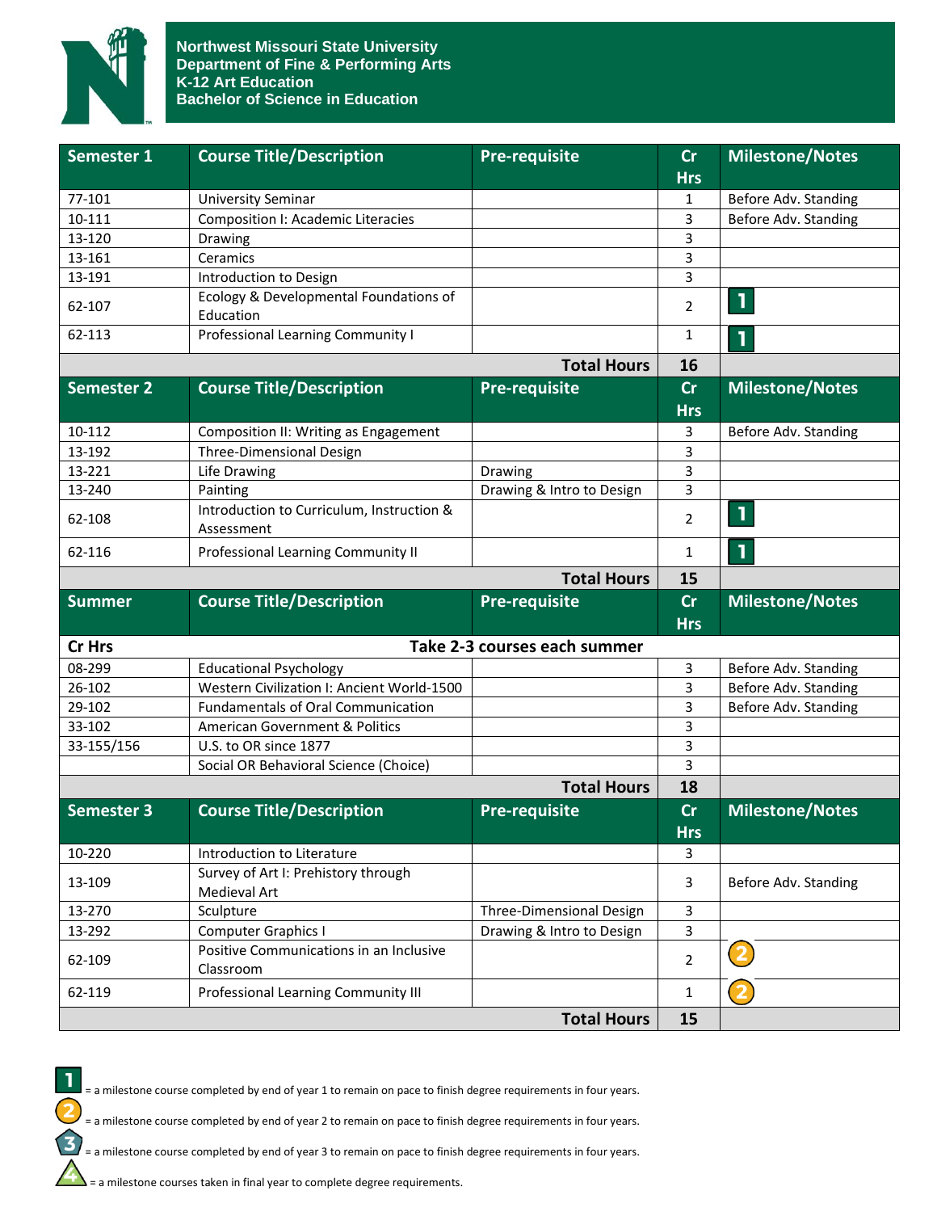**Northwest Missouri State University**
**Department of Fine & Performing Arts**
**K-12 Art Education**
**Bachelor of Science in Education**

| Semester 1 | Course Title/Description | Pre-requisite | Cr Hrs | Milestone/Notes |
|---|---|---|---|---|
| 77-101 | University Seminar | | 1 | Before Adv. Standing |
| 10-111 | Composition I: Academic Literacies | | 3 | Before Adv. Standing |
| 13-120 | Drawing | | 3 | |
| 13-161 | Ceramics | | 3 | |
| 13-191 | Introduction to Design | | 3 | |
| 62-107 | Ecology & Developmental Foundations of Education | | 2 | 1 |
| 62-113 | Professional Learning Community I | | 1 | 1 |
| | | **Total Hours** | **16** | |

| Semester 2 | Course Title/Description | Pre-requisite | Cr Hrs | Milestone/Notes |
|---|---|---|---|---|
| 10-112 | Composition II: Writing as Engagement | | 3 | Before Adv. Standing |
| 13-192 | Three-Dimensional Design | | 3 | |
| 13-221 | Life Drawing | Drawing | 3 | |
| 13-240 | Painting | Drawing & Intro to Design | 3 | |
| 62-108 | Introduction to Curriculum, Instruction & Assessment | | 2 | 1 |
| 62-116 | Professional Learning Community II | | 1 | 1 |
| | | **Total Hours** | **15** | |

| Summer | Course Title/Description | Pre-requisite | Cr Hrs | Milestone/Notes |
|---|---|---|---|---|
| **Cr Hrs** | **Take 2-3 courses each summer** | | | |
| 08-299 | Educational Psychology | | 3 | Before Adv. Standing |
| 26-102 | Western Civilization I: Ancient World-1500 | | 3 | Before Adv. Standing |
| 29-102 | Fundamentals of Oral Communication | | 3 | Before Adv. Standing |
| 33-102 | American Government & Politics | | 3 | |
| 33-155/156 | U.S. to OR since 1877 | | 3 | |
| | Social OR Behavioral Science (Choice) | | 3 | |
| | | **Total Hours** | **18** | |

| Semester 3 | Course Title/Description | Pre-requisite | Cr Hrs | Milestone/Notes |
|---|---|---|---|---|
| 10-220 | Introduction to Literature | | 3 | |
| 13-109 | Survey of Art I: Prehistory through Medieval Art | | 3 | Before Adv. Standing |
| 13-270 | Sculpture | Three-Dimensional Design | 3 | |
| 13-292 | Computer Graphics I | Drawing & Intro to Design | 3 | |
| 62-109 | Positive Communications in an Inclusive Classroom | | 2 | 2 |
| 62-119 | Professional Learning Community III | | 1 | 2 |
| | | **Total Hours** | **15** | |

1 = a milestone course completed by end of year 1 to remain on pace to finish degree requirements in four years.

2 = a milestone course completed by end of year 2 to remain on pace to finish degree requirements in four years.

3 = a milestone course completed by end of year 3 to remain on pace to finish degree requirements in four years.

4 = a milestone courses taken in final year to complete degree requirements.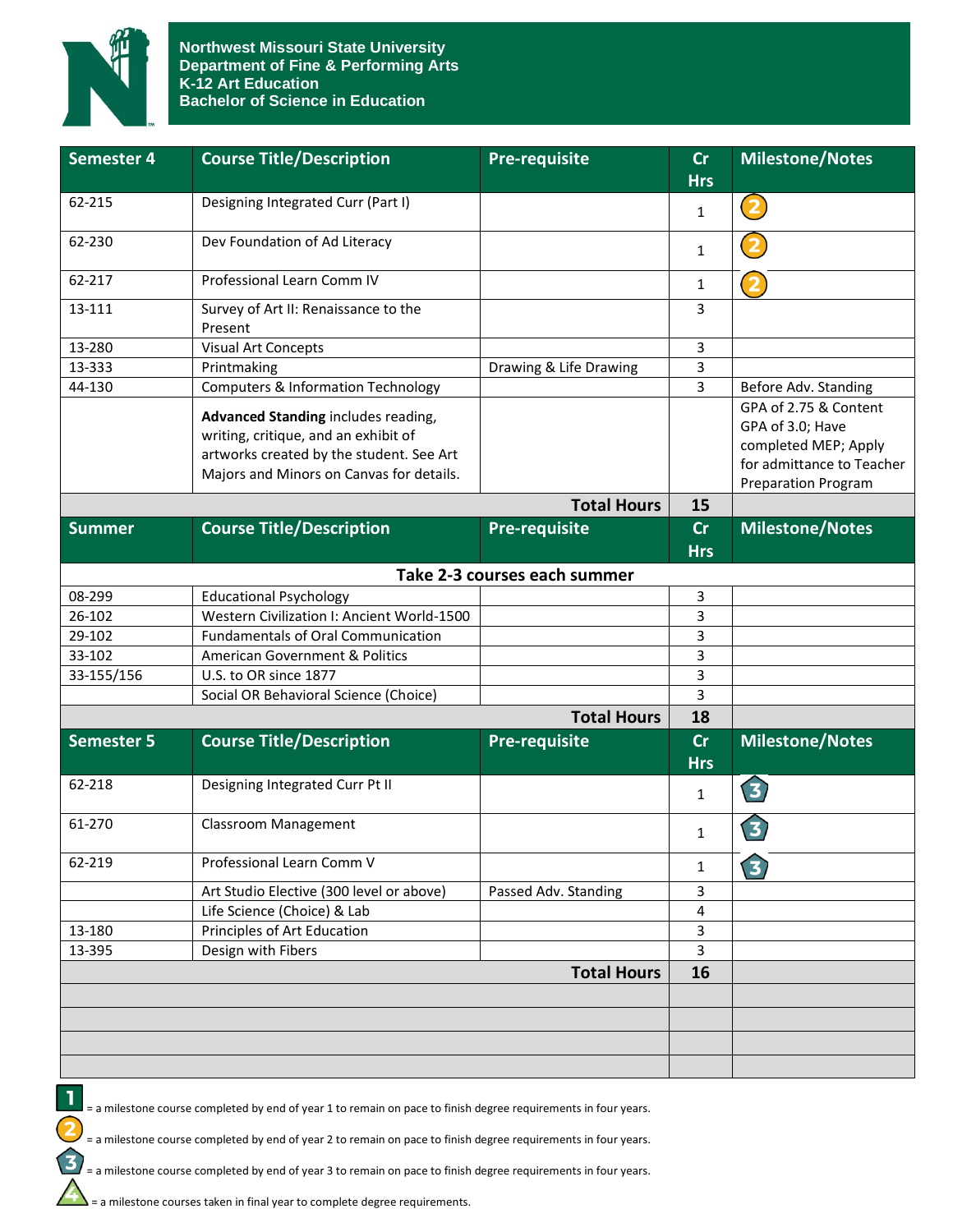# Northwest Missouri State University
## Department of Fine & Performing Arts
## K-12 Art Education
## Bachelor of Science in Education

| Semester 4 | Course Title/Description | Pre-requisite | Cr Hrs | Milestone/Notes |
|---|---|---|---|---|
| 62-215 | Designing Integrated Curr (Part I) | | 1 | 2 |
| 62-230 | Dev Foundation of Ad Literacy | | 1 | 2 |
| 62-217 | Professional Learn Comm IV | | 1 | 2 |
| 13-111 | Survey of Art II: Renaissance to the Present | | 3 | |
| 13-280 | Visual Art Concepts | | 3 | |
| 13-333 | Printmaking | Drawing & Life Drawing | 3 | |
| 44-130 | Computers & Information Technology | | 3 | Before Adv. Standing |
| | **Advanced Standing** includes reading, writing, critique, and an exhibit of artworks created by the student. See Art Majors and Minors on Canvas for details. | | | GPA of 2.75 & Content GPA of 3.0; Have completed MEP; Apply for admittance to Teacher Preparation Program |
| | | **Total Hours** | **15** | |
| **Summer** | **Course Title/Description** | **Pre-requisite** | **Cr Hrs** | **Milestone/Notes** |
| | **Take 2-3 courses each summer** | | | |
| 08-299 | Educational Psychology | | 3 | |
| 26-102 | Western Civilization I: Ancient World-1500 | | 3 | |
| 29-102 | Fundamentals of Oral Communication | | 3 | |
| 33-102 | American Government & Politics | | 3 | |
| 33-155/156 | U.S. to OR since 1877 | | 3 | |
| | Social OR Behavioral Science (Choice) | | 3 | |
| | | **Total Hours** | **18** | |
| **Semester 5** | **Course Title/Description** | **Pre-requisite** | **Cr Hrs** | **Milestone/Notes** |
| 62-218 | Designing Integrated Curr Pt II | | 1 | 3 |
| 61-270 | Classroom Management | | 1 | 3 |
| 62-219 | Professional Learn Comm V | | 1 | 3 |
| | Art Studio Elective (300 level or above) | Passed Adv. Standing | 3 | |
| | Life Science (Choice) & Lab | | 4 | |
| 13-180 | Principles of Art Education | | 3 | |
| 13-395 | Design with Fibers | | 3 | |
| | | **Total Hours** | **16** | |

1 = a milestone course completed by end of year 1 to remain on pace to finish degree requirements in four years.

2 = a milestone course completed by end of year 2 to remain on pace to finish degree requirements in four years.

3 = a milestone course completed by end of year 3 to remain on pace to finish degree requirements in four years.

4 = a milestone courses taken in final year to complete degree requirements.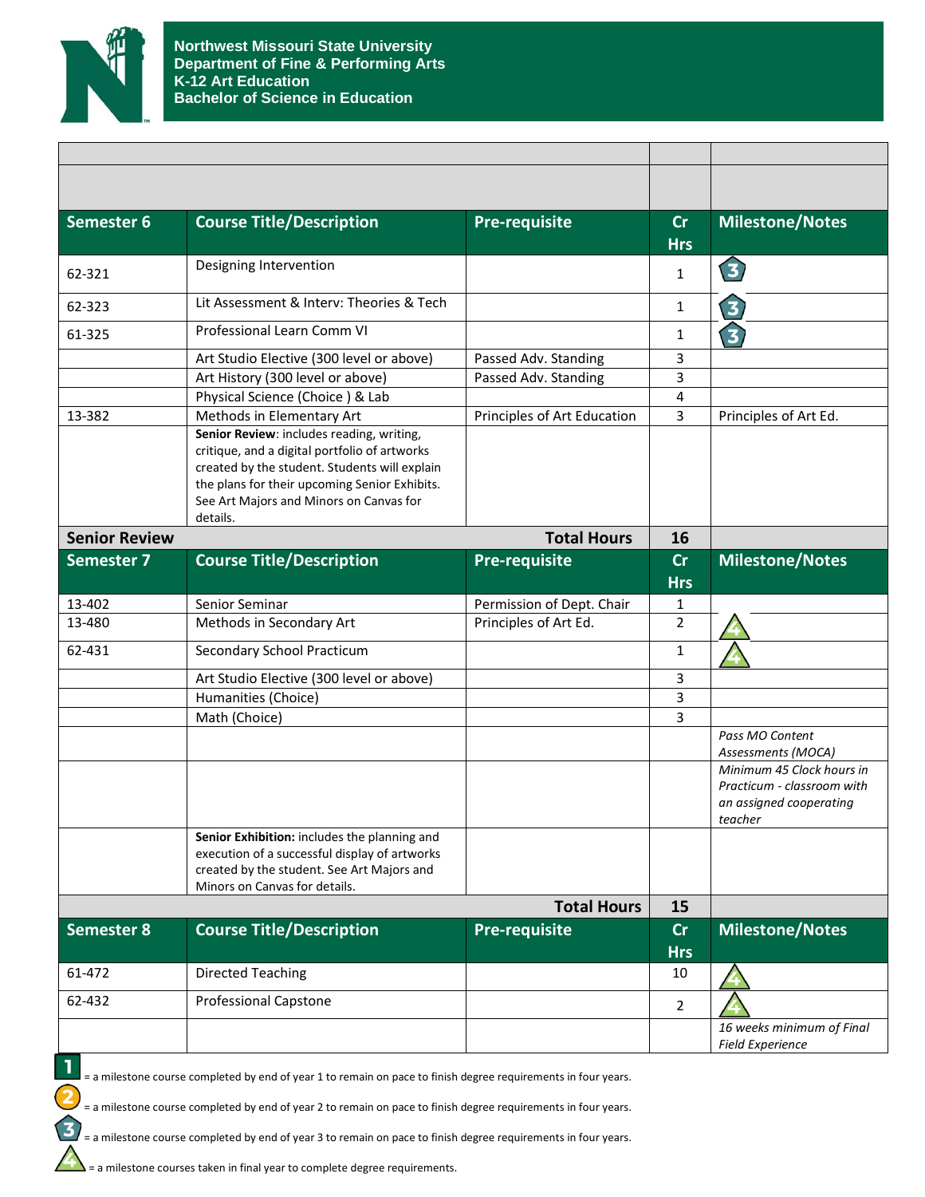**Northwest Missouri State University**
**Department of Fine & Performing Arts**
**K-12 Art Education**
**Bachelor of Science in Education**

| Semester 6 | Course Title/Description | Pre-requisite | Cr Hrs | Milestone/Notes |
|---|---|---|---|---|
| 62-321 | Designing Intervention | | 1 | 3 |
| 62-323 | Lit Assessment & Interv: Theories & Tech | | 1 | 3 |
| 61-325 | Professional Learn Comm VI | | 1 | 3 |
| | Art Studio Elective (300 level or above) | Passed Adv. Standing | 3 | |
| | Art History (300 level or above) | Passed Adv. Standing | 3 | |
| | Physical Science (Choice ) & Lab | | 4 | |
| 13-382 | Methods in Elementary Art | Principles of Art Education | 3 | Principles of Art Ed. |
| | **Senior Review**: includes reading, writing, critique, and a digital portfolio of artworks created by the student. Students will explain the plans for their upcoming Senior Exhibits. See Art Majors and Minors on Canvas for details. | | | |
| **Senior Review** | | **Total Hours** | **16** | |

| Semester 7 | Course Title/Description | Pre-requisite | Cr Hrs | Milestone/Notes |
|---|---|---|---|---|
| 13-402 | Senior Seminar | Permission of Dept. Chair | 1 | |
| 13-480 | Methods in Secondary Art | Principles of Art Ed. | 2 | 4 |
| 62-431 | Secondary School Practicum | | 1 | 4 |
| | Art Studio Elective (300 level or above) | | 3 | |
| | Humanities (Choice) | | 3 | |
| | Math (Choice) | | 3 | |
| | | | | *Pass MO Content Assessments (MOCA)* |
| | | | | *Minimum 45 Clock hours in Practicum - classroom with an assigned cooperating teacher* |
| | **Senior Exhibition:** includes the planning and execution of a successful display of artworks created by the student. See Art Majors and Minors on Canvas for details. | | | |
| | | **Total Hours** | **15** | |

| Semester 8 | Course Title/Description | Pre-requisite | Cr Hrs | Milestone/Notes |
|---|---|---|---|---|
| 61-472 | Directed Teaching | | 10 | 4 |
| 62-432 | Professional Capstone | | 2 | 4 |
| | | | | *16 weeks minimum of Final Field Experience* |

1 = a milestone course completed by end of year 1 to remain on pace to finish degree requirements in four years.

2 = a milestone course completed by end of year 2 to remain on pace to finish degree requirements in four years.

3 = a milestone course completed by end of year 3 to remain on pace to finish degree requirements in four years.

4 = a milestone courses taken in final year to complete degree requirements.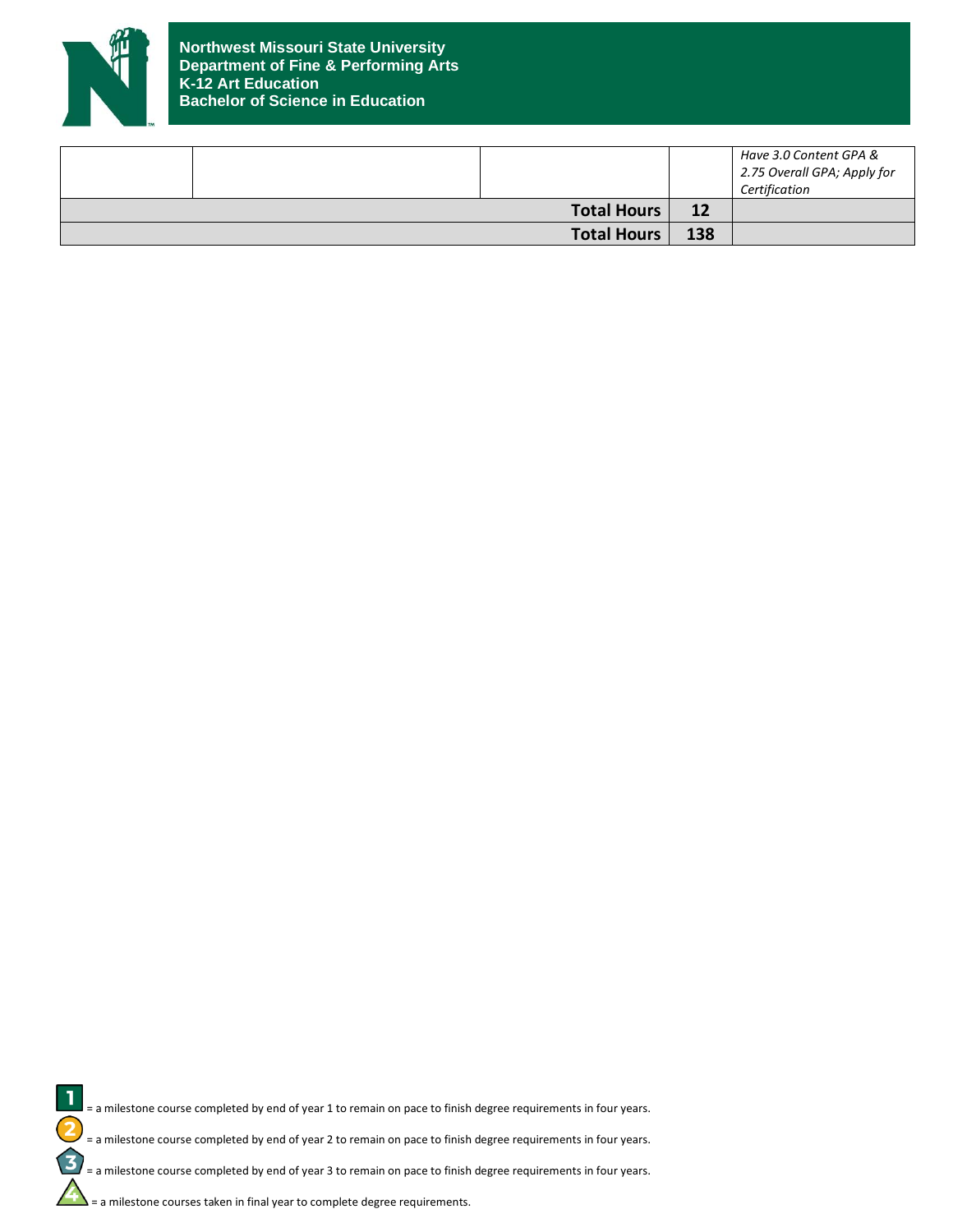**Northwest Missouri State University**
**Department of Fine & Performing Arts**
**K-12 Art Education**
**Bachelor of Science in Education**

| | | | | |
|---|---|---|---|---|
| | | | | *Have 3.0 Content GPA & 2.75 Overall GPA; Apply for Certification* |
| | | **Total Hours** | **12** | |
| | | **Total Hours** | **138** | |

1 = a milestone course completed by end of year 1 to remain on pace to finish degree requirements in four years.

2 = a milestone course completed by end of year 2 to remain on pace to finish degree requirements in four years.

3 = a milestone course completed by end of year 3 to remain on pace to finish degree requirements in four years.

4 = a milestone courses taken in final year to complete degree requirements.